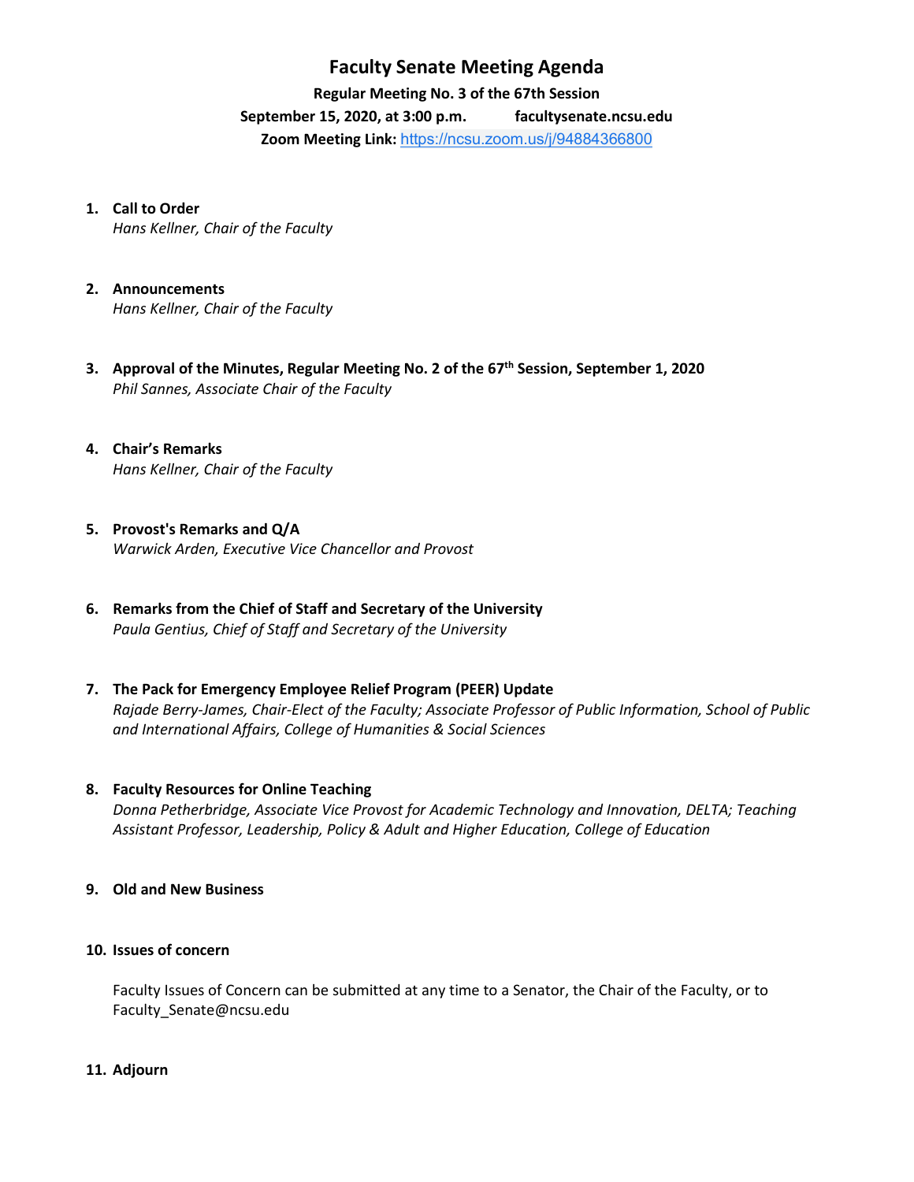# Faculty Senate Meeting Agenda

**Regular Meeting No. 3 of the 67th Session**

**September 15, 2020, at 3:00 p.m.** **facultysenate.ncsu.edu**

**Zoom Meeting Link:** https://ncsu.zoom.us/j/94884366800

1. **Call to Order**
   *Hans Kellner, Chair of the Faculty*

2. **Announcements**
   *Hans Kellner, Chair of the Faculty*

3. **Approval of the Minutes, Regular Meeting No. 2 of the 67th Session, September 1, 2020**
   *Phil Sannes, Associate Chair of the Faculty*

4. **Chair's Remarks**
   *Hans Kellner, Chair of the Faculty*

5. **Provost's Remarks and Q/A**
   *Warwick Arden, Executive Vice Chancellor and Provost*

6. **Remarks from the Chief of Staff and Secretary of the University**
   *Paula Gentius, Chief of Staff and Secretary of the University*

7. **The Pack for Emergency Employee Relief Program (PEER) Update**
   *Rajade Berry-James, Chair-Elect of the Faculty; Associate Professor of Public Information, School of Public and International Affairs, College of Humanities & Social Sciences*

8. **Faculty Resources for Online Teaching**
   *Donna Petherbridge, Associate Vice Provost for Academic Technology and Innovation, DELTA; Teaching Assistant Professor, Leadership, Policy & Adult and Higher Education, College of Education*

9. **Old and New Business**

10. **Issues of concern**

    Faculty Issues of Concern can be submitted at any time to a Senator, the Chair of the Faculty, or to Faculty_Senate@ncsu.edu

11. **Adjourn**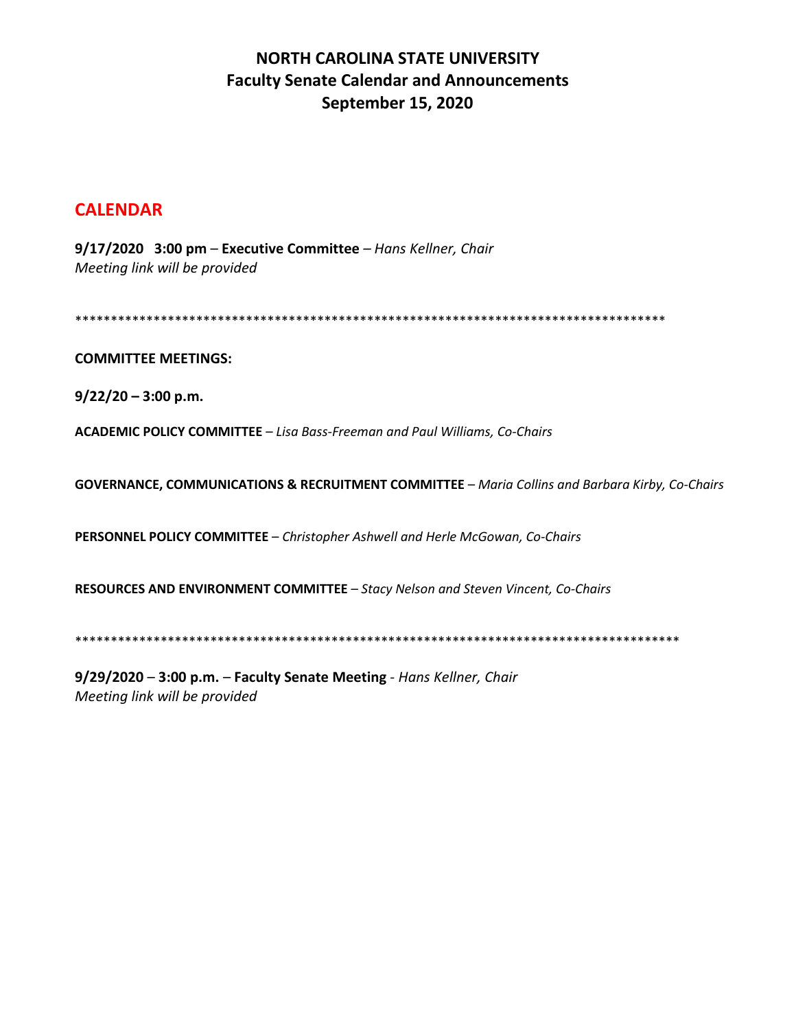# NORTH CAROLINA STATE UNIVERSITY
## Faculty Senate Calendar and Announcements
## September 15, 2020

## CALENDAR

**9/17/2020 3:00 pm** – **Executive Committee** – *Hans Kellner, Chair*
*Meeting link will be provided*

************************************************************************************

**COMMITTEE MEETINGS:**

**9/22/20 – 3:00 p.m.**

**ACADEMIC POLICY COMMITTEE** – *Lisa Bass-Freeman and Paul Williams, Co-Chairs*

**GOVERNANCE, COMMUNICATIONS & RECRUITMENT COMMITTEE** – *Maria Collins and Barbara Kirby, Co-Chairs*

**PERSONNEL POLICY COMMITTEE** – *Christopher Ashwell and Herle McGowan, Co-Chairs*

**RESOURCES AND ENVIRONMENT COMMITTEE** – *Stacy Nelson and Steven Vincent, Co-Chairs*

************************************************************************************

**9/29/2020** – **3:00 p.m.** – **Faculty Senate Meeting** - *Hans Kellner, Chair*
*Meeting link will be provided*